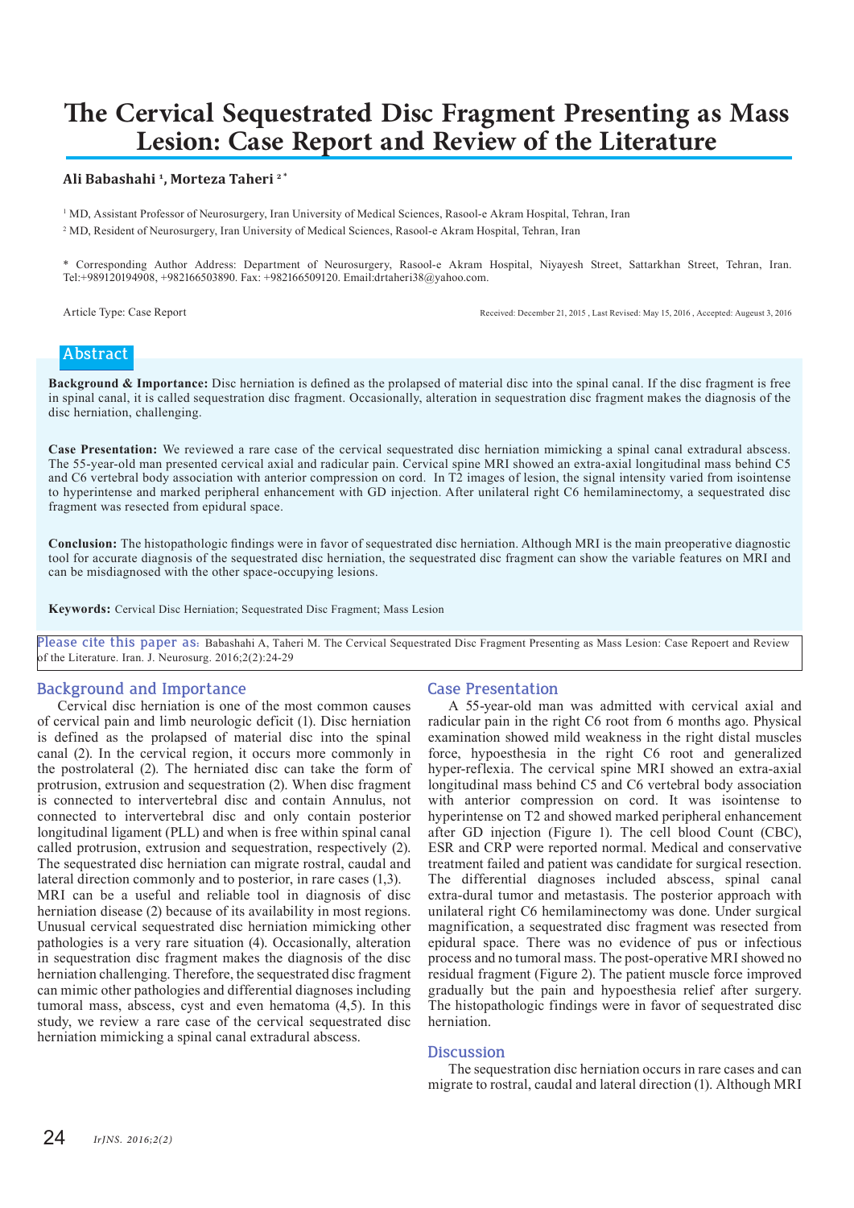# The Cervical Sequestrated Disc Fragment Presenting as Mass Lesion: Case Report and Review of the Literature

**Ali Babashahi [1], Morteza Taheri [2*]**

[1] MD, Assistant Professor of Neurosurgery, Iran University of Medical Sciences, Rasool-e Akram Hospital, Tehran, Iran

[2] MD, Resident of Neurosurgery, Iran University of Medical Sciences, Rasool-e Akram Hospital, Tehran, Iran

* Corresponding Author Address: Department of Neurosurgery, Rasool-e Akram Hospital, Niyayesh Street, Sattarkhan Street, Tehran, Iran. Tel:+989120194908, +982166503890. Fax: +982166509120. Email:drtaheri38@yahoo.com.

Article Type: Case Report

Received: December 21, 2015 , Last Revised: May 15, 2016 , Accepted: Augeust 3, 2016

## Abstract

**Background & Importance:** Disc herniation is defined as the prolapsed of material disc into the spinal canal. If the disc fragment is free in spinal canal, it is called sequestration disc fragment. Occasionally, alteration in sequestration disc fragment makes the diagnosis of the disc herniation, challenging.

**Case Presentation:** We reviewed a rare case of the cervical sequestrated disc herniation mimicking a spinal canal extradural abscess. The 55-year-old man presented cervical axial and radicular pain. Cervical spine MRI showed an extra-axial longitudinal mass behind C5 and C6 vertebral body association with anterior compression on cord. In T2 images of lesion, the signal intensity varied from isointense to hyperintense and marked peripheral enhancement with GD injection. After unilateral right C6 hemilaminectomy, a sequestrated disc fragment was resected from epidural space.

**Conclusion:** The histopathologic findings were in favor of sequestrated disc herniation. Although MRI is the main preoperative diagnostic tool for accurate diagnosis of the sequestrated disc herniation, the sequestrated disc fragment can show the variable features on MRI and can be misdiagnosed with the other space-occupying lesions.

**Keywords:** Cervical Disc Herniation; Sequestrated Disc Fragment; Mass Lesion

Please cite this paper as: Babashahi A, Taheri M. The Cervical Sequestrated Disc Fragment Presenting as Mass Lesion: Case Repoert and Review of the Literature. Iran. J. Neurosurg. 2016;2(2):24-29

## Background and Importance

Cervical disc herniation is one of the most common causes of cervical pain and limb neurologic deficit (1). Disc herniation is defined as the prolapsed of material disc into the spinal canal (2). In the cervical region, it occurs more commonly in the postrolateral (2). The herniated disc can take the form of protrusion, extrusion and sequestration (2). When disc fragment is connected to intervertebral disc and contain Annulus, not connected to intervertebral disc and only contain posterior longitudinal ligament (PLL) and when is free within spinal canal called protrusion, extrusion and sequestration, respectively (2). The sequestrated disc herniation can migrate rostral, caudal and lateral direction commonly and to posterior, in rare cases (1,3).

MRI can be a useful and reliable tool in diagnosis of disc herniation disease (2) because of its availability in most regions. Unusual cervical sequestrated disc herniation mimicking other pathologies is a very rare situation (4). Occasionally, alteration in sequestration disc fragment makes the diagnosis of the disc herniation challenging. Therefore, the sequestrated disc fragment can mimic other pathologies and differential diagnoses including tumoral mass, abscess, cyst and even hematoma (4,5). In this study, we review a rare case of the cervical sequestrated disc herniation mimicking a spinal canal extradural abscess.

## Case Presentation

A 55-year-old man was admitted with cervical axial and radicular pain in the right C6 root from 6 months ago. Physical examination showed mild weakness in the right distal muscles force, hypoesthesia in the right C6 root and generalized hyper-reflexia. The cervical spine MRI showed an extra-axial longitudinal mass behind C5 and C6 vertebral body association with anterior compression on cord. It was isointense to hyperintense on T2 and showed marked peripheral enhancement after GD injection (Figure 1). The cell blood Count (CBC), ESR and CRP were reported normal. Medical and conservative treatment failed and patient was candidate for surgical resection. The differential diagnoses included abscess, spinal canal extra-dural tumor and metastasis. The posterior approach with unilateral right C6 hemilaminectomy was done. Under surgical magnification, a sequestrated disc fragment was resected from epidural space. There was no evidence of pus or infectious process and no tumoral mass. The post-operative MRI showed no residual fragment (Figure 2). The patient muscle force improved gradually but the pain and hypoesthesia relief after surgery. The histopathologic findings were in favor of sequestrated disc herniation.

## Discussion

The sequestration disc herniation occurs in rare cases and can migrate to rostral, caudal and lateral direction (1). Although MRI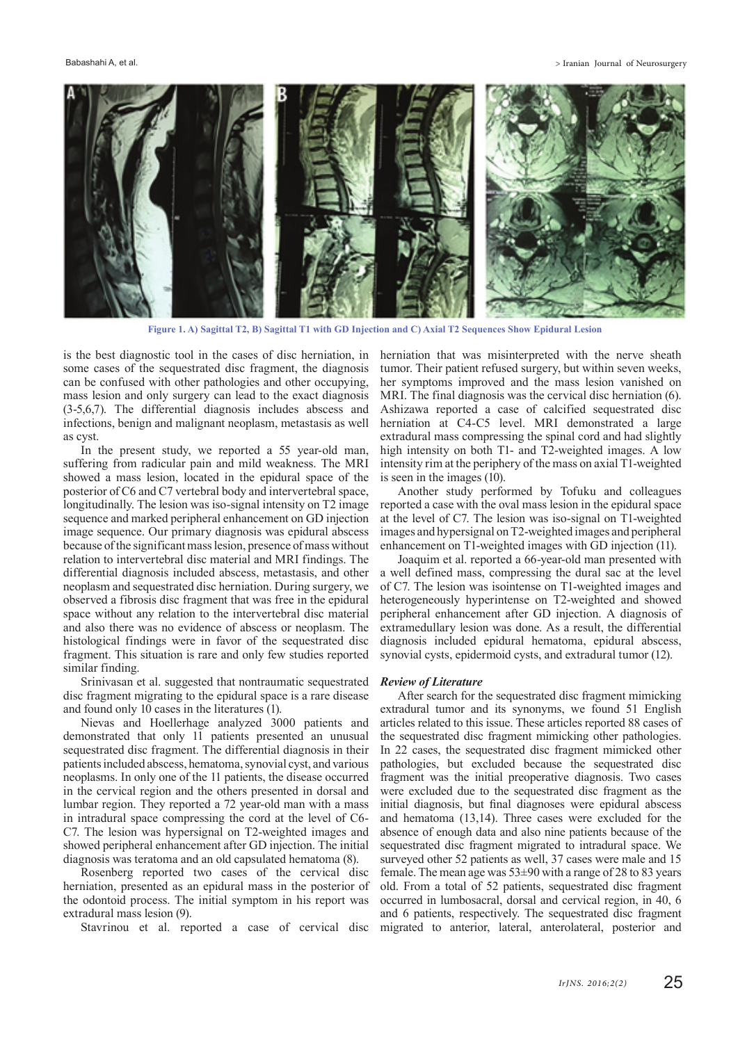Figure 1. A) Sagittal T2, B) Sagittal T1 with GD Injection and C) Axial T2 Sequences Show Epidural Lesion

is the best diagnostic tool in the cases of disc herniation, in some cases of the sequestrated disc fragment, the diagnosis can be confused with other pathologies and other occupying, mass lesion and only surgery can lead to the exact diagnosis (3-5,6,7). The differential diagnosis includes abscess and infections, benign and malignant neoplasm, metastasis as well as cyst.

In the present study, we reported a 55 year-old man, suffering from radicular pain and mild weakness. The MRI showed a mass lesion, located in the epidural space of the posterior of C6 and C7 vertebral body and intervertebral space, longitudinally. The lesion was iso-signal intensity on T2 image sequence and marked peripheral enhancement on GD injection image sequence. Our primary diagnosis was epidural abscess because of the significant mass lesion, presence of mass without relation to intervertebral disc material and MRI findings. The differential diagnosis included abscess, metastasis, and other neoplasm and sequestrated disc herniation. During surgery, we observed a fibrosis disc fragment that was free in the epidural space without any relation to the intervertebral disc material and also there was no evidence of abscess or neoplasm. The histological findings were in favor of the sequestrated disc fragment. This situation is rare and only few studies reported similar finding.

Srinivasan et al. suggested that nontraumatic sequestrated disc fragment migrating to the epidural space is a rare disease and found only 10 cases in the literatures (1).

Nievas and Hoellerhage analyzed 3000 patients and demonstrated that only 11 patients presented an unusual sequestrated disc fragment. The differential diagnosis in their patients included abscess, hematoma, synovial cyst, and various neoplasms. In only one of the 11 patients, the disease occurred in the cervical region and the others presented in dorsal and lumbar region. They reported a 72 year-old man with a mass in intradural space compressing the cord at the level of C6-C7. The lesion was hypersignal on T2-weighted images and showed peripheral enhancement after GD injection. The initial diagnosis was teratoma and an old capsulated hematoma (8).

Rosenberg reported two cases of the cervical disc herniation, presented as an epidural mass in the posterior of the odontoid process. The initial symptom in his report was extradural mass lesion (9).

Stavrinou et al. reported a case of cervical disc herniation that was misinterpreted with the nerve sheath tumor. Their patient refused surgery, but within seven weeks, her symptoms improved and the mass lesion vanished on MRI. The final diagnosis was the cervical disc herniation (6). Ashizawa reported a case of calcified sequestrated disc herniation at C4-C5 level. MRI demonstrated a large extradural mass compressing the spinal cord and had slightly high intensity on both T1- and T2-weighted images. A low intensity rim at the periphery of the mass on axial T1-weighted is seen in the images (10).

Another study performed by Tofuku and colleagues reported a case with the oval mass lesion in the epidural space at the level of C7. The lesion was iso-signal on T1-weighted images and hypersignal on T2-weighted images and peripheral enhancement on T1-weighted images with GD injection (11).

Joaquim et al. reported a 66-year-old man presented with a well defined mass, compressing the dural sac at the level of C7. The lesion was isointense on T1-weighted images and heterogeneously hyperintense on T2-weighted and showed peripheral enhancement after GD injection. A diagnosis of extramedullary lesion was done. As a result, the differential diagnosis included epidural hematoma, epidural abscess, synovial cysts, epidermoid cysts, and extradural tumor (12).

### *Review of Literature*

After search for the sequestrated disc fragment mimicking extradural tumor and its synonyms, we found 51 English articles related to this issue. These articles reported 88 cases of the sequestrated disc fragment mimicking other pathologies. In 22 cases, the sequestrated disc fragment mimicked other pathologies, but excluded because the sequestrated disc fragment was the initial preoperative diagnosis. Two cases were excluded due to the sequestrated disc fragment as the initial diagnosis, but final diagnoses were epidural abscess and hematoma (13,14). Three cases were excluded for the absence of enough data and also nine patients because of the sequestrated disc fragment migrated to intradural space. We surveyed other 52 patients as well, 37 cases were male and 15 female. The mean age was 53±90 with a range of 28 to 83 years old. From a total of 52 patients, sequestrated disc fragment occurred in lumbosacral, dorsal and cervical region, in 40, 6 and 6 patients, respectively. The sequestrated disc fragment migrated to anterior, lateral, anterolateral, posterior and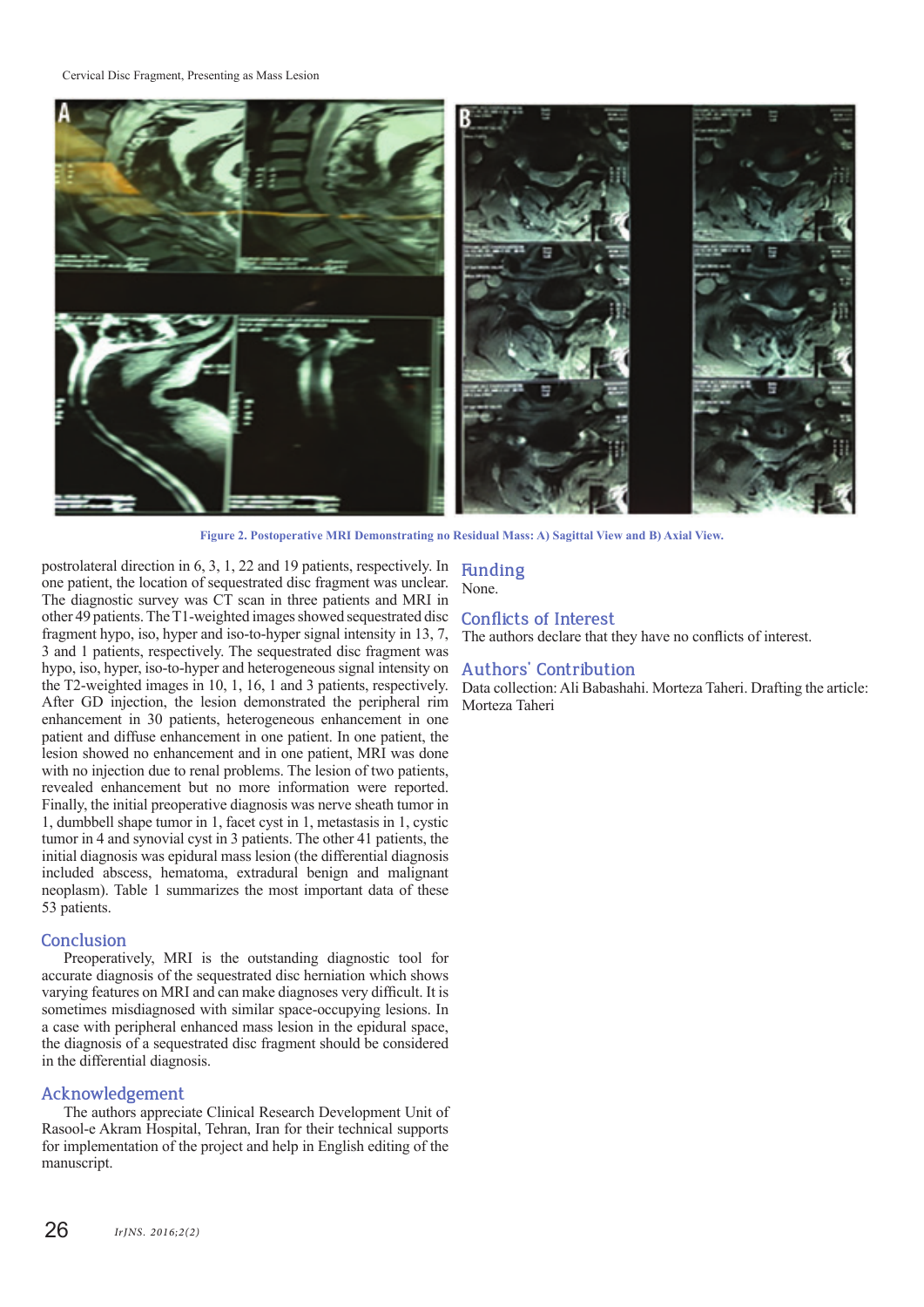Figure 2. Postoperative MRI Demonstrating no Residual Mass: A) Sagittal View and B) Axial View.

postrolateral direction in 6, 3, 1, 22 and 19 patients, respectively. In one patient, the location of sequestrated disc fragment was unclear. The diagnostic survey was CT scan in three patients and MRI in other 49 patients. The T1-weighted images showed sequestrated disc fragment hypo, iso, hyper and iso-to-hyper signal intensity in 13, 7, 3 and 1 patients, respectively. The sequestrated disc fragment was hypo, iso, hyper, iso-to-hyper and heterogeneous signal intensity on the T2-weighted images in 10, 1, 16, 1 and 3 patients, respectively. After GD injection, the lesion demonstrated the peripheral rim enhancement in 30 patients, heterogeneous enhancement in one patient and diffuse enhancement in one patient. In one patient, the lesion showed no enhancement and in one patient, MRI was done with no injection due to renal problems. The lesion of two patients, revealed enhancement but no more information were reported. Finally, the initial preoperative diagnosis was nerve sheath tumor in 1, dumbbell shape tumor in 1, facet cyst in 1, metastasis in 1, cystic tumor in 4 and synovial cyst in 3 patients. The other 41 patients, the initial diagnosis was epidural mass lesion (the differential diagnosis included abscess, hematoma, extradural benign and malignant neoplasm). Table 1 summarizes the most important data of these 53 patients.

## Conclusion

Preoperatively, MRI is the outstanding diagnostic tool for accurate diagnosis of the sequestrated disc herniation which shows varying features on MRI and can make diagnoses very difficult. It is sometimes misdiagnosed with similar space-occupying lesions. In a case with peripheral enhanced mass lesion in the epidural space, the diagnosis of a sequestrated disc fragment should be considered in the differential diagnosis.

## Acknowledgement

The authors appreciate Clinical Research Development Unit of Rasool-e Akram Hospital, Tehran, Iran for their technical supports for implementation of the project and help in English editing of the manuscript.

## Funding

None.

## Conflicts of Interest

The authors declare that they have no conflicts of interest.

## Authors' Contribution

Data collection: Ali Babashahi. Morteza Taheri. Drafting the article: Morteza Taheri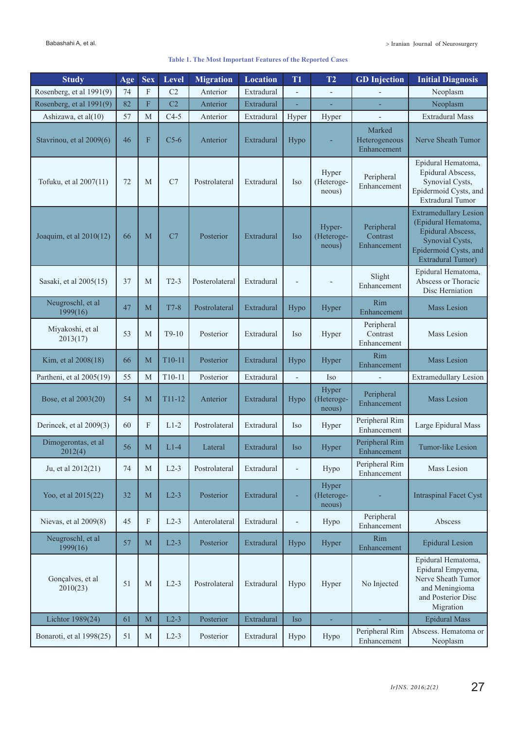**Table 1. The Most Important Features of the Reported Cases**

| Study | Age | Sex | Level | Migration | Location | T1 | T2 | GD Injection | Initial Diagnosis |
|---|---|---|---|---|---|---|---|---|---|
| Rosenberg, et al 1991(9) | 74 | F | C2 | Anterior | Extradural | - | - | - | Neoplasm |
| Rosenberg, et al 1991(9) | 82 | F | C2 | Anterior | Extradural | - | - | - | Neoplasm |
| Ashizawa, et al(10) | 57 | M | C4-5 | Anterior | Extradural | Hyper | Hyper | - | Extradural Mass |
| Stavrinou, et al 2009(6) | 46 | F | C5-6 | Anterior | Extradural | Hypo | - | Marked Heterogeneous Enhancement | Nerve Sheath Tumor |
| Tofuku, et al 2007(11) | 72 | M | C7 | Postrolateral | Extradural | Iso | Hyper (Heterogeneous) | Peripheral Enhancement | Epidural Hematoma, Epidural Abscess, Synovial Cysts, Epidermoid Cysts, and Extradural Tumor |
| Joaquim, et al 2010(12) | 66 | M | C7 | Posterior | Extradural | Iso | Hyper- (Heterogeneous) | Peripheral Contrast Enhancement | Extramedullary Lesion (Epidural Hematoma, Epidural Abscess, Synovial Cysts, Epidermoid Cysts, and Extradural Tumor) |
| Sasaki, et al 2005(15) | 37 | M | T2-3 | Posterolateral | Extradural | - | - | Slight Enhancement | Epidural Hematoma, Abscess or Thoracic Disc Herniation |
| Neugroschl, et al 1999(16) | 47 | M | T7-8 | Postrolateral | Extradural | Hypo | Hyper | Rim Enhancement | Mass Lesion |
| Miyakoshi, et al 2013(17) | 53 | M | T9-10 | Posterior | Extradural | Iso | Hyper | Peripheral Contrast Enhancement | Mass Lesion |
| Kim, et al 2008(18) | 66 | M | T10-11 | Posterior | Extradural | Hypo | Hyper | Rim Enhancement | Mass Lesion |
| Partheni, et al 2005(19) | 55 | M | T10-11 | Posterior | Extradural | - | Iso | - | Extramedullary Lesion |
| Bose, et al 2003(20) | 54 | M | T11-12 | Anterior | Extradural | Hypo | Hyper (Heterogeneous) | Peripheral Enhancement | Mass Lesion |
| Derincek, et al 2009(3) | 60 | F | L1-2 | Postrolateral | Extradural | Iso | Hyper | Peripheral Rim Enhancement | Large Epidural Mass |
| Dimogerontas, et al 2012(4) | 56 | M | L1-4 | Lateral | Extradural | Iso | Hyper | Peripheral Rim Enhancement | Tumor-like Lesion |
| Ju, et al 2012(21) | 74 | M | L2-3 | Postrolateral | Extradural | - | Hypo | Peripheral Rim Enhancement | Mass Lesion |
| Yoo, et al 2015(22) | 32 | M | L2-3 | Posterior | Extradural | - | Hyper (Heterogeneous) | - | Intraspinal Facet Cyst |
| Nievas, et al 2009(8) | 45 | F | L2-3 | Anterolateral | Extradural | - | Hypo | Peripheral Enhancement | Abscess |
| Neugroschl, et al 1999(16) | 57 | M | L2-3 | Posterior | Extradural | Hypo | Hyper | Rim Enhancement | Epidural Lesion |
| Gonçalves, et al 2010(23) | 51 | M | L2-3 | Postrolateral | Extradural | Hypo | Hyper | No Injected | Epidural Hematoma, Epidural Empyema, Nerve Sheath Tumor and Meningioma and Posterior Disc Migration |
| Lichtor 1989(24) | 61 | M | L2-3 | Posterior | Extradural | Iso | - | - | Epidural Mass |
| Bonaroti, et al 1998(25) | 51 | M | L2-3 | Posterior | Extradural | Hypo | Hypo | Peripheral Rim Enhancement | Abscess. Hematoma or Neoplasm |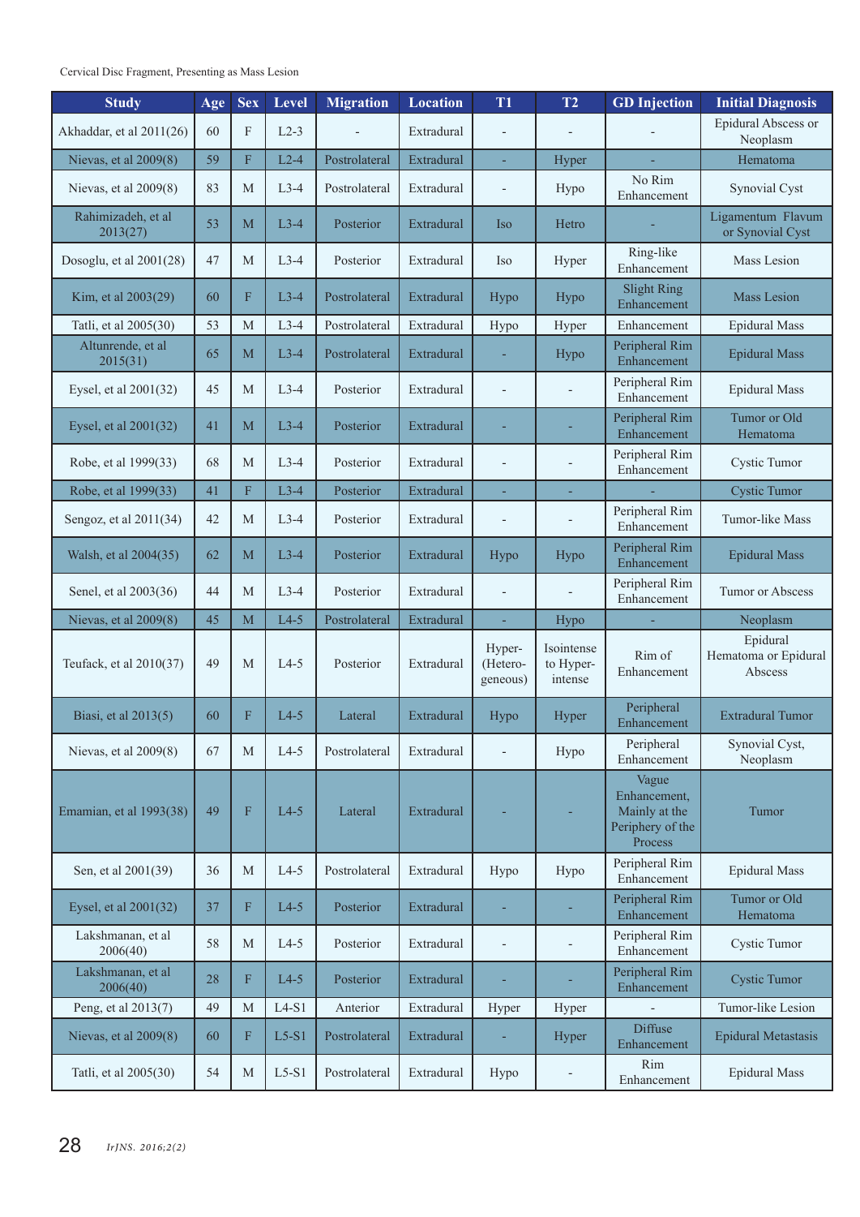| Study | Age | Sex | Level | Migration | Location | T1 | T2 | GD Injection | Initial Diagnosis |
|---|---|---|---|---|---|---|---|---|---|
| Akhaddar, et al 2011(26) | 60 | F | L2-3 | - | Extradural | - | - | - | Epidural Abscess or Neoplasm |
| Nievas, et al 2009(8) | 59 | F | L2-4 | Postrolateral | Extradural | - | Hyper | - | Hematoma |
| Nievas, et al 2009(8) | 83 | M | L3-4 | Postrolateral | Extradural | - | Hypo | No Rim Enhancement | Synovial Cyst |
| Rahimizadeh, et al 2013(27) | 53 | M | L3-4 | Posterior | Extradural | Iso | Hetro | - | Ligamentum Flavum or Synovial Cyst |
| Dosoglu, et al 2001(28) | 47 | M | L3-4 | Posterior | Extradural | Iso | Hyper | Ring-like Enhancement | Mass Lesion |
| Kim, et al 2003(29) | 60 | F | L3-4 | Postrolateral | Extradural | Hypo | Hypo | Slight Ring Enhancement | Mass Lesion |
| Tatli, et al 2005(30) | 53 | M | L3-4 | Postrolateral | Extradural | Hypo | Hyper | Enhancement | Epidural Mass |
| Altunrende, et al 2015(31) | 65 | M | L3-4 | Postrolateral | Extradural | - | Hypo | Peripheral Rim Enhancement | Epidural Mass |
| Eysel, et al 2001(32) | 45 | M | L3-4 | Posterior | Extradural | - | - | Peripheral Rim Enhancement | Epidural Mass |
| Eysel, et al 2001(32) | 41 | M | L3-4 | Posterior | Extradural | - | - | Peripheral Rim Enhancement | Tumor or Old Hematoma |
| Robe, et al 1999(33) | 68 | M | L3-4 | Posterior | Extradural | - | - | Peripheral Rim Enhancement | Cystic Tumor |
| Robe, et al 1999(33) | 41 | F | L3-4 | Posterior | Extradural | - | - | - | Cystic Tumor |
| Sengoz, et al 2011(34) | 42 | M | L3-4 | Posterior | Extradural | - | - | Peripheral Rim Enhancement | Tumor-like Mass |
| Walsh, et al 2004(35) | 62 | M | L3-4 | Posterior | Extradural | Hypo | Hypo | Peripheral Rim Enhancement | Epidural Mass |
| Senel, et al 2003(36) | 44 | M | L3-4 | Posterior | Extradural | - | - | Peripheral Rim Enhancement | Tumor or Abscess |
| Nievas, et al 2009(8) | 45 | M | L4-5 | Postrolateral | Extradural | - | Hypo | - | Neoplasm |
| Teufack, et al 2010(37) | 49 | M | L4-5 | Posterior | Extradural | Hyper- (Hetero-geneous) | Isointense to Hyper-intense | Rim of Enhancement | Epidural Hematoma or Epidural Abscess |
| Biasi, et al 2013(5) | 60 | F | L4-5 | Lateral | Extradural | Hypo | Hyper | Peripheral Enhancement | Extradural Tumor |
| Nievas, et al 2009(8) | 67 | M | L4-5 | Postrolateral | Extradural | - | Hypo | Peripheral Enhancement | Synovial Cyst, Neoplasm |
| Emamian, et al 1993(38) | 49 | F | L4-5 | Lateral | Extradural | - | - | Vague Enhancement, Mainly at the Periphery of the Process | Tumor |
| Sen, et al 2001(39) | 36 | M | L4-5 | Postrolateral | Extradural | Hypo | Hypo | Peripheral Rim Enhancement | Epidural Mass |
| Eysel, et al 2001(32) | 37 | F | L4-5 | Posterior | Extradural | - | - | Peripheral Rim Enhancement | Tumor or Old Hematoma |
| Lakshmanan, et al 2006(40) | 58 | M | L4-5 | Posterior | Extradural | - | - | Peripheral Rim Enhancement | Cystic Tumor |
| Lakshmanan, et al 2006(40) | 28 | F | L4-5 | Posterior | Extradural | - | - | Peripheral Rim Enhancement | Cystic Tumor |
| Peng, et al 2013(7) | 49 | M | L4-S1 | Anterior | Extradural | Hyper | Hyper | - | Tumor-like Lesion |
| Nievas, et al 2009(8) | 60 | F | L5-S1 | Postrolateral | Extradural | - | Hyper | Diffuse Enhancement | Epidural Metastasis |
| Tatli, et al 2005(30) | 54 | M | L5-S1 | Postrolateral | Extradural | Hypo | - | Rim Enhancement | Epidural Mass |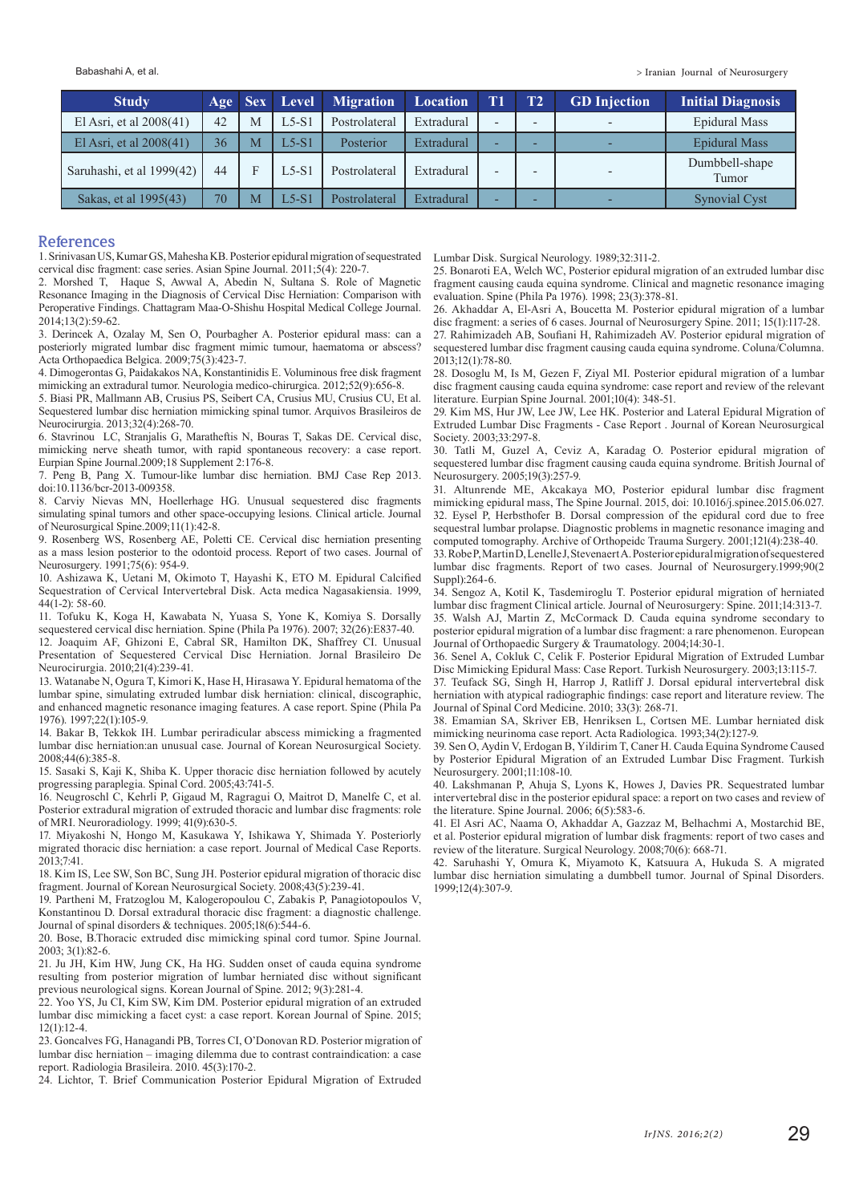| Study | Age | Sex | Level | Migration | Location | T1 | T2 | GD Injection | Initial Diagnosis |
|---|---|---|---|---|---|---|---|---|---|
| El Asri, et al 2008(41) | 42 | M | L5-S1 | Postrolateral | Extradural | - | - | - | Epidural Mass |
| El Asri, et al 2008(41) | 36 | M | L5-S1 | Posterior | Extradural | - | - | - | Epidural Mass |
| Saruhashi, et al 1999(42) | 44 | F | L5-S1 | Postrolateral | Extradural | - | - | - | Dumbbell-shape Tumor |
| Sakas, et al 1995(43) | 70 | M | L5-S1 | Postrolateral | Extradural | - | - | - | Synovial Cyst |

## References

1. Srinivasan US, Kumar GS, Mahesha KB. Posterior epidural migration of sequestrated cervical disc fragment: case series. Asian Spine Journal. 2011;5(4): 220-7.
2. Morshed T, Haque S, Awwal A, Abedin N, Sultana S. Role of Magnetic Resonance Imaging in the Diagnosis of Cervical Disc Herniation: Comparison with Peroperative Findings. Chattagram Maa-O-Shishu Hospital Medical College Journal. 2014;13(2):59-62.
3. Derincek A, Ozalay M, Sen O, Pourbagher A. Posterior epidural mass: can a posteriorly migrated lumbar disc fragment mimic tumour, haematoma or abscess? Acta Orthopaedica Belgica. 2009;75(3):423-7.
4. Dimogerontas G, Paidakakos NA, Konstantinidis E. Voluminous free disk fragment mimicking an extradural tumor. Neurologia medico-chirurgica. 2012;52(9):656-8.
5. Biasi PR, Mallmann AB, Crusius PS, Seibert CA, Crusius MU, Crusius CU, Et al. Sequestered lumbar disc herniation mimicking spinal tumor. Arquivos Brasileiros de Neurocirurgia. 2013;32(4):268-70.
6. Stavrinou LC, Stranjalis G, Maratheftis N, Bouras T, Sakas DE. Cervical disc, mimicking nerve sheath tumor, with rapid spontaneous recovery: a case report. Eurpian Spine Journal.2009;18 Supplement 2:176-8.
7. Peng B, Pang X. Tumour-like lumbar disc herniation. BMJ Case Rep 2013. doi:10.1136/bcr-2013-009358.
8. Carviy Nievas MN, Hoellerhage HG. Unusual sequestered disc fragments simulating spinal tumors and other space-occupying lesions. Clinical article. Journal of Neurosurgical Spine.2009;11(1):42-8.
9. Rosenberg WS, Rosenberg AE, Poletti CE. Cervical disc herniation presenting as a mass lesion posterior to the odontoid process. Report of two cases. Journal of Neurosurgery. 1991;75(6): 954-9.
10. Ashizawa K, Uetani M, Okimoto T, Hayashi K, ETO M. Epidural Calcified Sequestration of Cervical Intervertebral Disk. Acta medica Nagasakiensia. 1999, 44(1-2): 58-60.
11. Tofuku K, Koga H, Kawabata N, Yuasa S, Yone K, Komiya S. Dorsally sequestered cervical disc herniation. Spine (Phila Pa 1976). 2007; 32(26):E837-40.
12. Joaquim AF, Ghizoni E, Cabral SR, Hamilton DK, Shaffrey CI. Unusual Presentation of Sequestered Cervical Disc Herniation. Jornal Brasileiro De Neurocirurgia. 2010;21(4):239-41.
13. Watanabe N, Ogura T, Kimori K, Hase H, Hirasawa Y. Epidural hematoma of the lumbar spine, simulating extruded lumbar disk herniation: clinical, discographic, and enhanced magnetic resonance imaging features. A case report. Spine (Phila Pa 1976). 1997;22(1):105-9.
14. Bakar B, Tekkok IH. Lumbar periradicular abscess mimicking a fragmented lumbar disc herniation:an unusual case. Journal of Korean Neurosurgical Society. 2008;44(6):385-8.
15. Sasaki S, Kaji K, Shiba K. Upper thoracic disc herniation followed by acutely progressing paraplegia. Spinal Cord. 2005;43:741-5.
16. Neugroschl C, Kehrli P, Gigaud M, Ragragui O, Maitrot D, Manelfe C, et al. Posterior extradural migration of extruded thoracic and lumbar disc fragments: role of MRI. Neuroradiology. 1999; 41(9):630-5.
17. Miyakoshi N, Hongo M, Kasukawa Y, Ishikawa Y, Shimada Y. Posteriorly migrated thoracic disc herniation: a case report. Journal of Medical Case Reports. 2013;7:41.
18. Kim IS, Lee SW, Son BC, Sung JH. Posterior epidural migration of thoracic disc fragment. Journal of Korean Neurosurgical Society. 2008;43(5):239-41.
19. Partheni M, Fratzoglou M, Kalogeropoulou C, Zabakis P, Panagiotopoulos V, Konstantinou D. Dorsal extradural thoracic disc fragment: a diagnostic challenge. Journal of spinal disorders & techniques. 2005;18(6):544-6.
20. Bose, B.Thoracic extruded disc mimicking spinal cord tumor. Spine Journal. 2003; 3(1):82-6.
21. Ju JH, Kim HW, Jung CK, Ha HG. Sudden onset of cauda equina syndrome resulting from posterior migration of lumbar herniated disc without significant previous neurological signs. Korean Journal of Spine. 2012; 9(3):281-4.
22. Yoo YS, Ju CI, Kim SW, Kim DM. Posterior epidural migration of an extruded lumbar disc mimicking a facet cyst: a case report. Korean Journal of Spine. 2015; 12(1):12-4.
23. Goncalves FG, Hanagandi PB, Torres CI, O'Donovan RD. Posterior migration of lumbar disc herniation – imaging dilemma due to contrast contraindication: a case report. Radiologia Brasileira. 2010. 45(3):170-2.
24. Lichtor, T. Brief Communication Posterior Epidural Migration of Extruded Lumbar Disk. Surgical Neurology. 1989;32:311-2.
25. Bonaroti EA, Welch WC, Posterior epidural migration of an extruded lumbar disc fragment causing cauda equina syndrome. Clinical and magnetic resonance imaging evaluation. Spine (Phila Pa 1976). 1998; 23(3):378-81.
26. Akhaddar A, El-Asri A, Boucetta M. Posterior epidural migration of a lumbar disc fragment: a series of 6 cases. Journal of Neurosurgery Spine. 2011; 15(1):117-28.
27. Rahimizadeh AB, Soufiani H, Rahimizadeh AV. Posterior epidural migration of sequestered lumbar disc fragment causing cauda equina syndrome. Coluna/Columna. 2013;12(1):78-80.
28. Dosoglu M, Is M, Gezen F, Ziyal MI. Posterior epidural migration of a lumbar disc fragment causing cauda equina syndrome: case report and review of the relevant literature. Eurpian Spine Journal. 2001;10(4): 348-51.
29. Kim MS, Hur JW, Lee JW, Lee HK. Posterior and Lateral Epidural Migration of Extruded Lumbar Disc Fragments - Case Report . Journal of Korean Neurosurgical Society. 2003;33:297-8.
30. Tatli M, Guzel A, Ceviz A, Karadag O. Posterior epidural migration of sequestered lumbar disc fragment causing cauda equina syndrome. British Journal of Neurosurgery. 2005;19(3):257-9.
31. Altunrende ME, Akcakaya MO, Posterior epidural lumbar disc fragment mimicking epidural mass, The Spine Journal. 2015, doi: 10.1016/j.spinee.2015.06.027.
32. Eysel P, Herbsthofer B. Dorsal compression of the epidural cord due to free sequestral lumbar prolapse. Diagnostic problems in magnetic resonance imaging and computed tomography. Archive of Orthopeidc Trauma Surgery. 2001;121(4):238-40.
33. Robe P, Martin D, Lenelle J, Stevenaert A. Posterior epidural migration of sequestered lumbar disc fragments. Report of two cases. Journal of Neurosurgery.1999;90(2 Suppl):264-6.
34. Sengoz A, Kotil K, Tasdemiroglu T. Posterior epidural migration of herniated lumbar disc fragment Clinical article. Journal of Neurosurgery: Spine. 2011;14:313-7.
35. Walsh AJ, Martin Z, McCormack D. Cauda equina syndrome secondary to posterior epidural migration of a lumbar disc fragment: a rare phenomenon. European Journal of Orthopaedic Surgery & Traumatology. 2004;14:30-1.
36. Senel A, Cokluk C, Celik F. Posterior Epidural Migration of Extruded Lumbar Disc Mimicking Epidural Mass: Case Report. Turkish Neurosurgery. 2003;13:115-7.
37. Teufack SG, Singh H, Harrop J, Ratliff J. Dorsal epidural intervertebral disk herniation with atypical radiographic findings: case report and literature review. The Journal of Spinal Cord Medicine. 2010; 33(3): 268-71.
38. Emamian SA, Skriver EB, Henriksen L, Cortsen ME. Lumbar herniated disk mimicking neurinoma case report. Acta Radiologica. 1993;34(2):127-9.
39. Sen O, Aydin V, Erdogan B, Yildirim T, Caner H. Cauda Equina Syndrome Caused by Posterior Epidural Migration of an Extruded Lumbar Disc Fragment. Turkish Neurosurgery. 2001;11:108-10.
40. Lakshmanan P, Ahuja S, Lyons K, Howes J, Davies PR. Sequestrated lumbar intervertebral disc in the posterior epidural space: a report on two cases and review of the literature. Spine Journal. 2006; 6(5):583-6.
41. El Asri AC, Naama O, Akhaddar A, Gazzaz M, Belhachmi A, Mostarchid BE, et al. Posterior epidural migration of lumbar disk fragments: report of two cases and review of the literature. Surgical Neurology. 2008;70(6): 668-71.
42. Saruhashi Y, Omura K, Miyamoto K, Katsuura A, Hukuda S. A migrated lumbar disc herniation simulating a dumbbell tumor. Journal of Spinal Disorders. 1999;12(4):307-9.